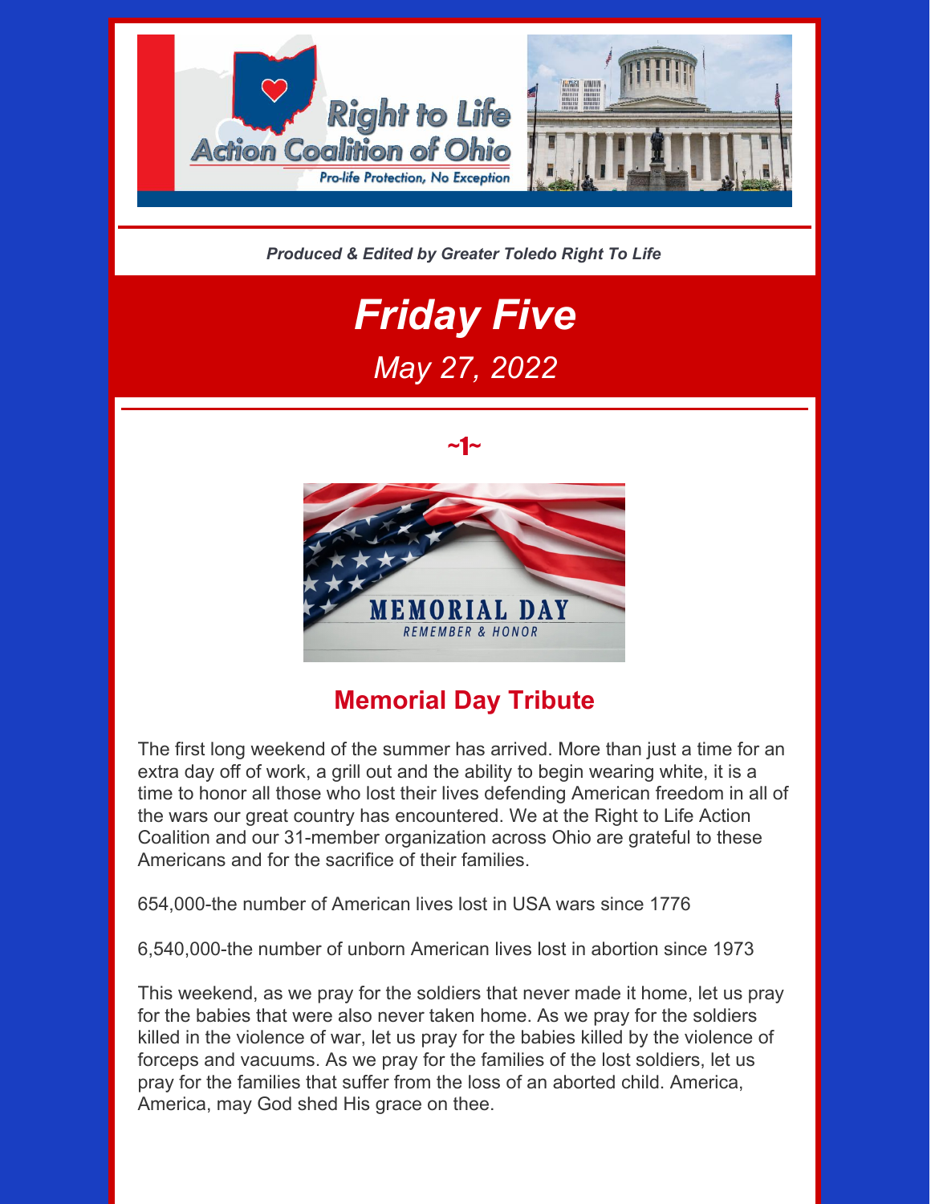Right to Life Action Coalition of Ohio

Pro-life Protection, No Exception

***Produced & Edited by Greater Toledo Right To Life***

# *Friday Five*

*May 27, 2022*

## ~1~

MEMORIAL DAY

REMEMBER & HONOR

## Memorial Day Tribute

The first long weekend of the summer has arrived. More than just a time for an extra day off of work, a grill out and the ability to begin wearing white, it is a time to honor all those who lost their lives defending American freedom in all of the wars our great country has encountered. We at the Right to Life Action Coalition and our 31-member organization across Ohio are grateful to these Americans and for the sacrifice of their families.

654,000-the number of American lives lost in USA wars since 1776

6,540,000-the number of unborn American lives lost in abortion since 1973

This weekend, as we pray for the soldiers that never made it home, let us pray for the babies that were also never taken home. As we pray for the soldiers killed in the violence of war, let us pray for the babies killed by the violence of forceps and vacuums. As we pray for the families of the lost soldiers, let us pray for the families that suffer from the loss of an aborted child. America, America, may God shed His grace on thee.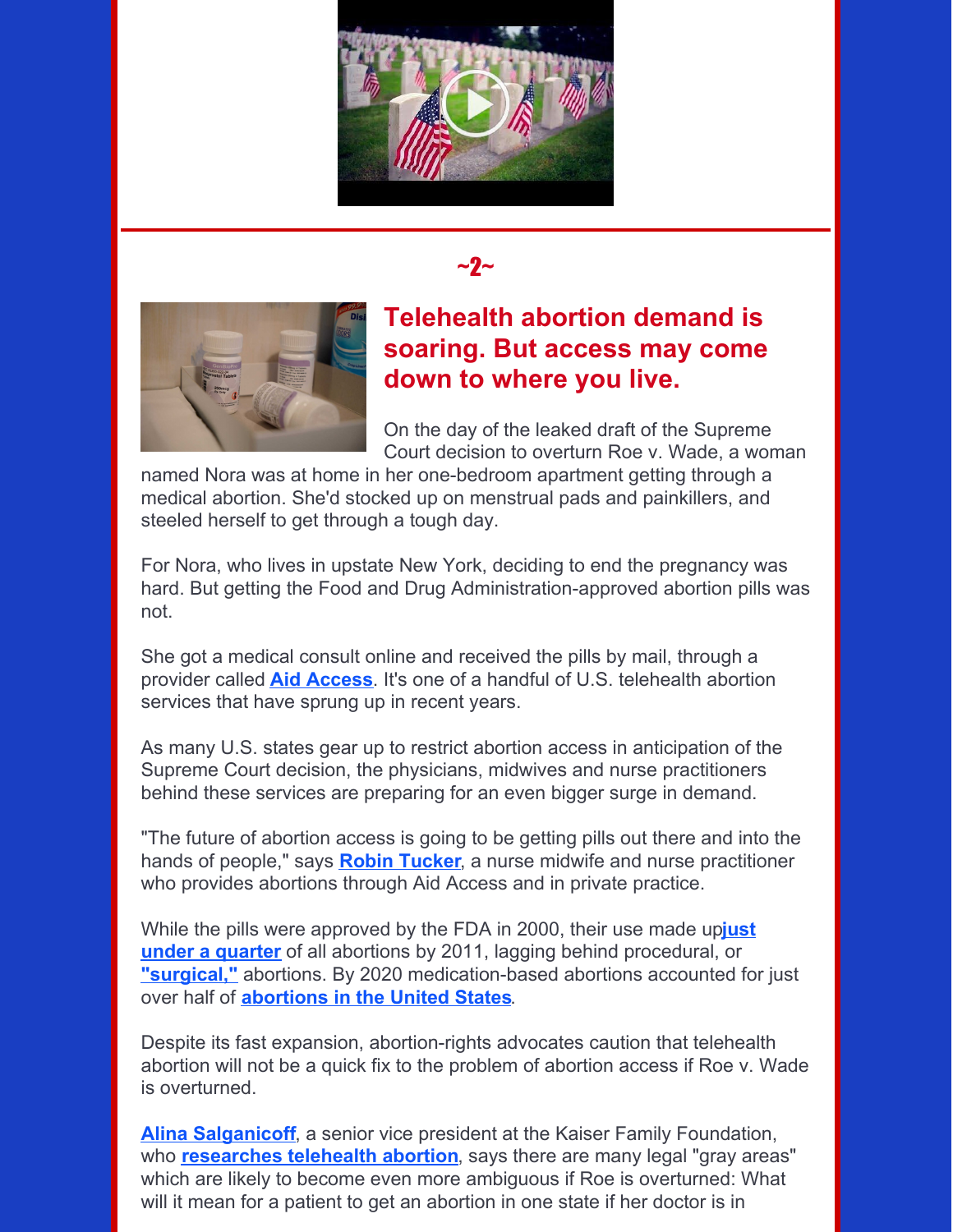~2~

## Telehealth abortion demand is soaring. But access may come down to where you live.

On the day of the leaked draft of the Supreme Court decision to overturn Roe v. Wade, a woman named Nora was at home in her one-bedroom apartment getting through a medical abortion. She'd stocked up on menstrual pads and painkillers, and steeled herself to get through a tough day.

For Nora, who lives in upstate New York, deciding to end the pregnancy was hard. But getting the Food and Drug Administration-approved abortion pills was not.

She got a medical consult online and received the pills by mail, through a provider called **Aid Access**. It's one of a handful of U.S. telehealth abortion services that have sprung up in recent years.

As many U.S. states gear up to restrict abortion access in anticipation of the Supreme Court decision, the physicians, midwives and nurse practitioners behind these services are preparing for an even bigger surge in demand.

"The future of abortion access is going to be getting pills out there and into the hands of people," says **Robin Tucker**, a nurse midwife and nurse practitioner who provides abortions through Aid Access and in private practice.

While the pills were approved by the FDA in 2000, their use made up **just under a quarter** of all abortions by 2011, lagging behind procedural, or **"surgical,"** abortions. By 2020 medication-based abortions accounted for just over half of **abortions in the United States**.

Despite its fast expansion, abortion-rights advocates caution that telehealth abortion will not be a quick fix to the problem of abortion access if Roe v. Wade is overturned.

**Alina Salganicoff**, a senior vice president at the Kaiser Family Foundation, who **researches telehealth abortion**, says there are many legal "gray areas" which are likely to become even more ambiguous if Roe is overturned: What will it mean for a patient to get an abortion in one state if her doctor is in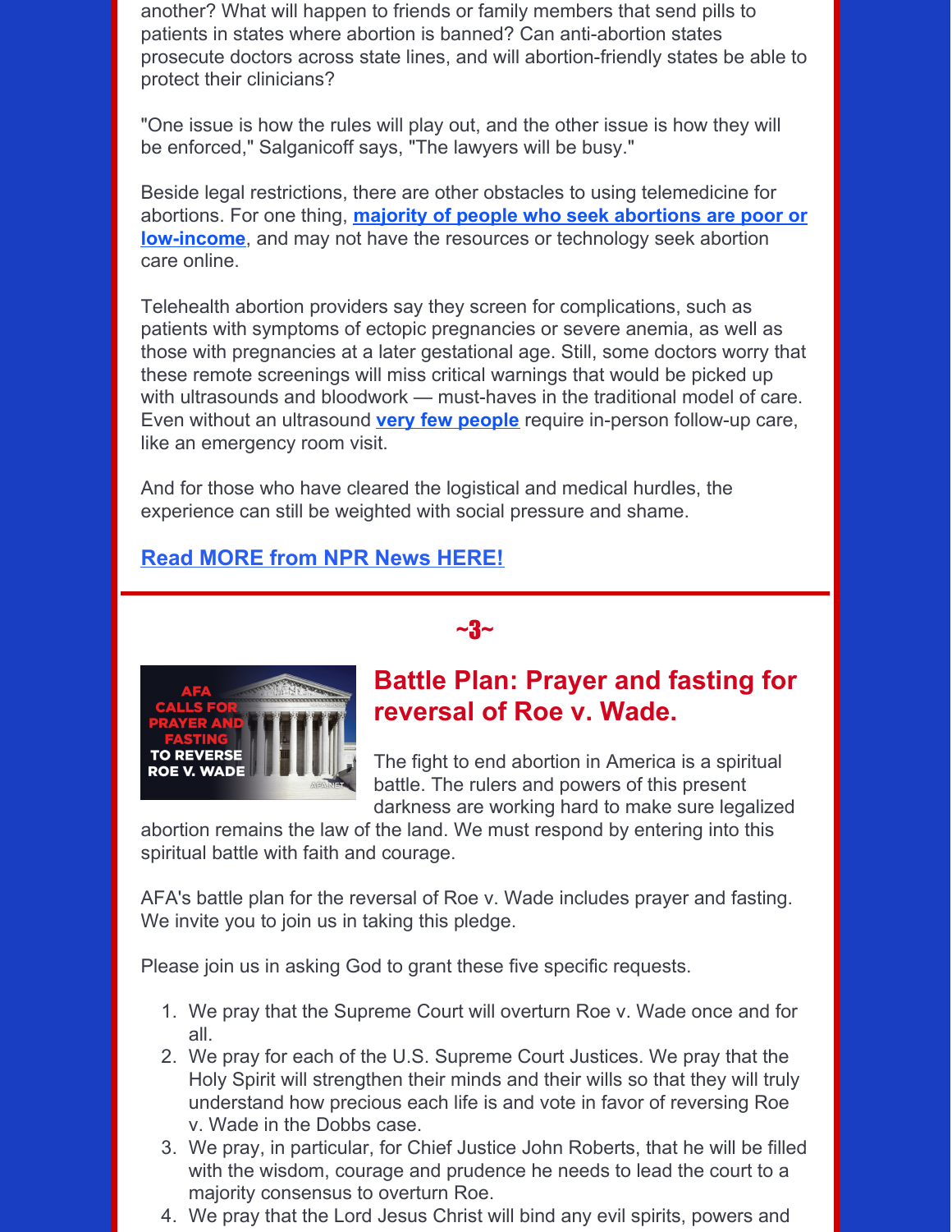another? What will happen to friends or family members that send pills to patients in states where abortion is banned? Can anti-abortion states prosecute doctors across state lines, and will abortion-friendly states be able to protect their clinicians?

"One issue is how the rules will play out, and the other issue is how they will be enforced," Salganicoff says, "The lawyers will be busy."

Beside legal restrictions, there are other obstacles to using telemedicine for abortions. For one thing, **majority of people who seek abortions are poor or low-income**, and may not have the resources or technology seek abortion care online.

Telehealth abortion providers say they screen for complications, such as patients with symptoms of ectopic pregnancies or severe anemia, as well as those with pregnancies at a later gestational age. Still, some doctors worry that these remote screenings will miss critical warnings that would be picked up with ultrasounds and bloodwork — must-haves in the traditional model of care. Even without an ultrasound **very few people** require in-person follow-up care, like an emergency room visit.

And for those who have cleared the logistical and medical hurdles, the experience can still be weighted with social pressure and shame.

**Read MORE from NPR News HERE!**

~3~

AFA CALLS FOR PRAYER AND FASTING TO REVERSE ROE V. WADE

## Battle Plan: Prayer and fasting for reversal of Roe v. Wade.

The fight to end abortion in America is a spiritual battle. The rulers and powers of this present darkness are working hard to make sure legalized abortion remains the law of the land. We must respond by entering into this spiritual battle with faith and courage.

AFA's battle plan for the reversal of Roe v. Wade includes prayer and fasting. We invite you to join us in taking this pledge.

Please join us in asking God to grant these five specific requests.

1. We pray that the Supreme Court will overturn Roe v. Wade once and for all.
2. We pray for each of the U.S. Supreme Court Justices. We pray that the Holy Spirit will strengthen their minds and their wills so that they will truly understand how precious each life is and vote in favor of reversing Roe v. Wade in the Dobbs case.
3. We pray, in particular, for Chief Justice John Roberts, that he will be filled with the wisdom, courage and prudence he needs to lead the court to a majority consensus to overturn Roe.
4. We pray that the Lord Jesus Christ will bind any evil spirits, powers and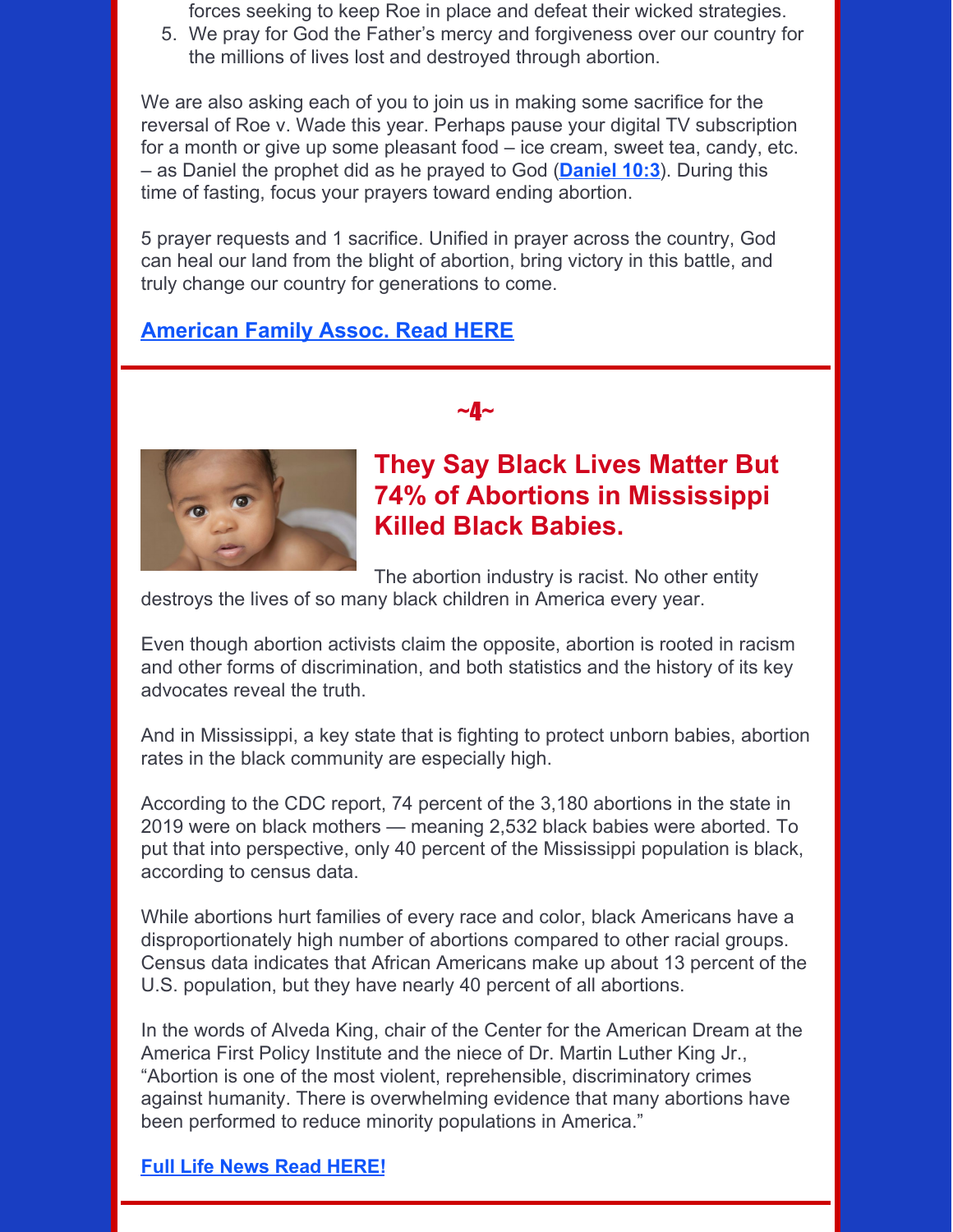forces seeking to keep Roe in place and defeat their wicked strategies.

5. We pray for God the Father's mercy and forgiveness over our country for the millions of lives lost and destroyed through abortion.

We are also asking each of you to join us in making some sacrifice for the reversal of Roe v. Wade this year. Perhaps pause your digital TV subscription for a month or give up some pleasant food – ice cream, sweet tea, candy, etc. – as Daniel the prophet did as he prayed to God (**Daniel 10:3**). During this time of fasting, focus your prayers toward ending abortion.

5 prayer requests and 1 sacrifice. Unified in prayer across the country, God can heal our land from the blight of abortion, bring victory in this battle, and truly change our country for generations to come.

**American Family Assoc. Read HERE**

~4~

## They Say Black Lives Matter But 74% of Abortions in Mississippi Killed Black Babies.

The abortion industry is racist. No other entity destroys the lives of so many black children in America every year.

Even though abortion activists claim the opposite, abortion is rooted in racism and other forms of discrimination, and both statistics and the history of its key advocates reveal the truth.

And in Mississippi, a key state that is fighting to protect unborn babies, abortion rates in the black community are especially high.

According to the CDC report, 74 percent of the 3,180 abortions in the state in 2019 were on black mothers — meaning 2,532 black babies were aborted. To put that into perspective, only 40 percent of the Mississippi population is black, according to census data.

While abortions hurt families of every race and color, black Americans have a disproportionately high number of abortions compared to other racial groups. Census data indicates that African Americans make up about 13 percent of the U.S. population, but they have nearly 40 percent of all abortions.

In the words of Alveda King, chair of the Center for the American Dream at the America First Policy Institute and the niece of Dr. Martin Luther King Jr., "Abortion is one of the most violent, reprehensible, discriminatory crimes against humanity. There is overwhelming evidence that many abortions have been performed to reduce minority populations in America."

**Full Life News Read HERE!**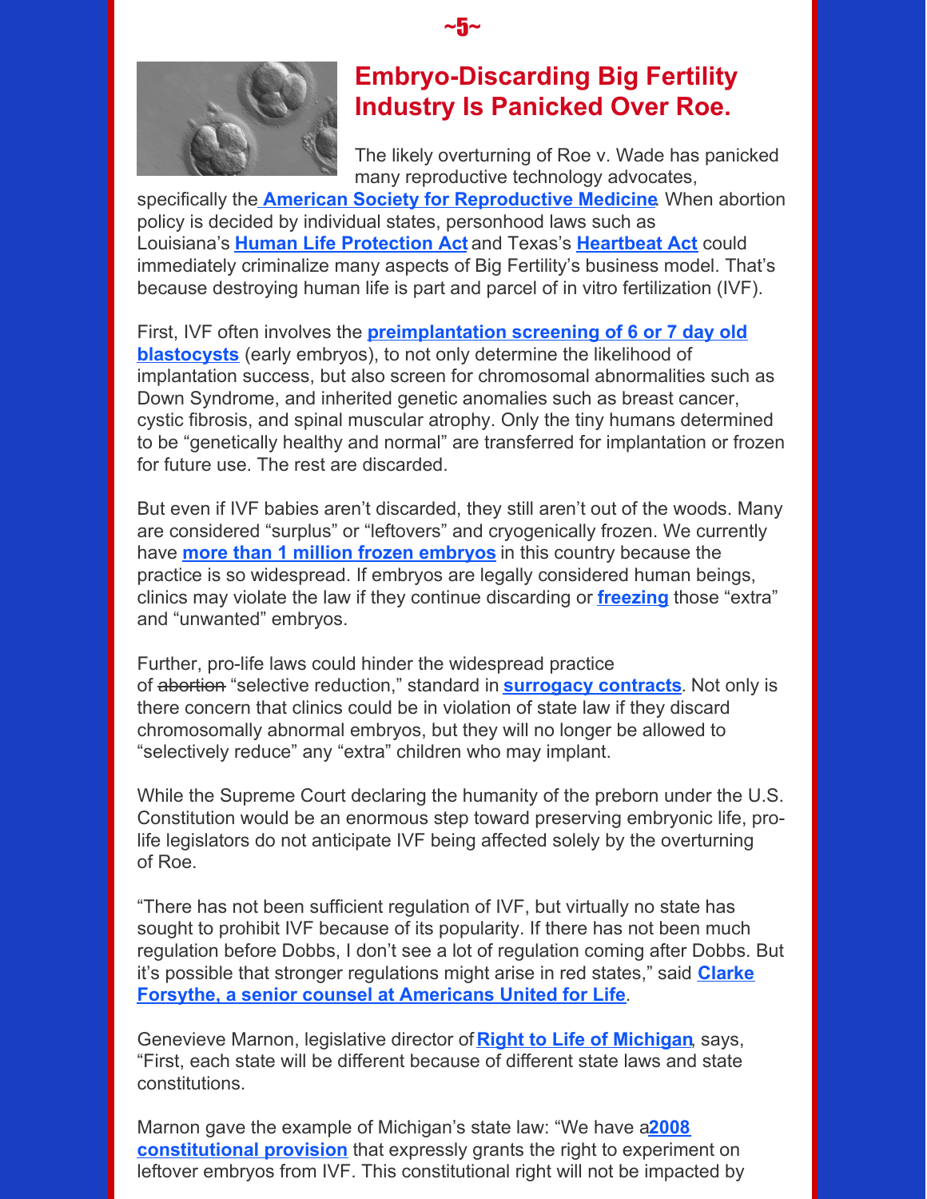# Embryo-Discarding Big Fertility Industry Is Panicked Over Roe.

The likely overturning of Roe v. Wade has panicked many reproductive technology advocates, specifically the **American Society for Reproductive Medicine**. When abortion policy is decided by individual states, personhood laws such as Louisiana's **Human Life Protection Act** and Texas's **Heartbeat Act** could immediately criminalize many aspects of Big Fertility's business model. That's because destroying human life is part and parcel of in vitro fertilization (IVF).

First, IVF often involves the **preimplantation screening of 6 or 7 day old blastocysts** (early embryos), to not only determine the likelihood of implantation success, but also screen for chromosomal abnormalities such as Down Syndrome, and inherited genetic anomalies such as breast cancer, cystic fibrosis, and spinal muscular atrophy. Only the tiny humans determined to be "genetically healthy and normal" are transferred for implantation or frozen for future use. The rest are discarded.

But even if IVF babies aren't discarded, they still aren't out of the woods. Many are considered "surplus" or "leftovers" and cryogenically frozen. We currently have **more than 1 million frozen embryos** in this country because the practice is so widespread. If embryos are legally considered human beings, clinics may violate the law if they continue discarding or **freezing** those "extra" and "unwanted" embryos.

Further, pro-life laws could hinder the widespread practice of ~~abortion~~ "selective reduction," standard in **surrogacy contracts**. Not only is there concern that clinics could be in violation of state law if they discard chromosomally abnormal embryos, but they will no longer be allowed to "selectively reduce" any "extra" children who may implant.

While the Supreme Court declaring the humanity of the preborn under the U.S. Constitution would be an enormous step toward preserving embryonic life, pro-life legislators do not anticipate IVF being affected solely by the overturning of Roe.

"There has not been sufficient regulation of IVF, but virtually no state has sought to prohibit IVF because of its popularity. If there has not been much regulation before Dobbs, I don't see a lot of regulation coming after Dobbs. But it's possible that stronger regulations might arise in red states," said **Clarke Forsythe, a senior counsel at Americans United for Life**.

Genevieve Marnon, legislative director of **Right to Life of Michigan**, says, "First, each state will be different because of different state laws and state constitutions.

Marnon gave the example of Michigan's state law: "We have a **2008 constitutional provision** that expressly grants the right to experiment on leftover embryos from IVF. This constitutional right will not be impacted by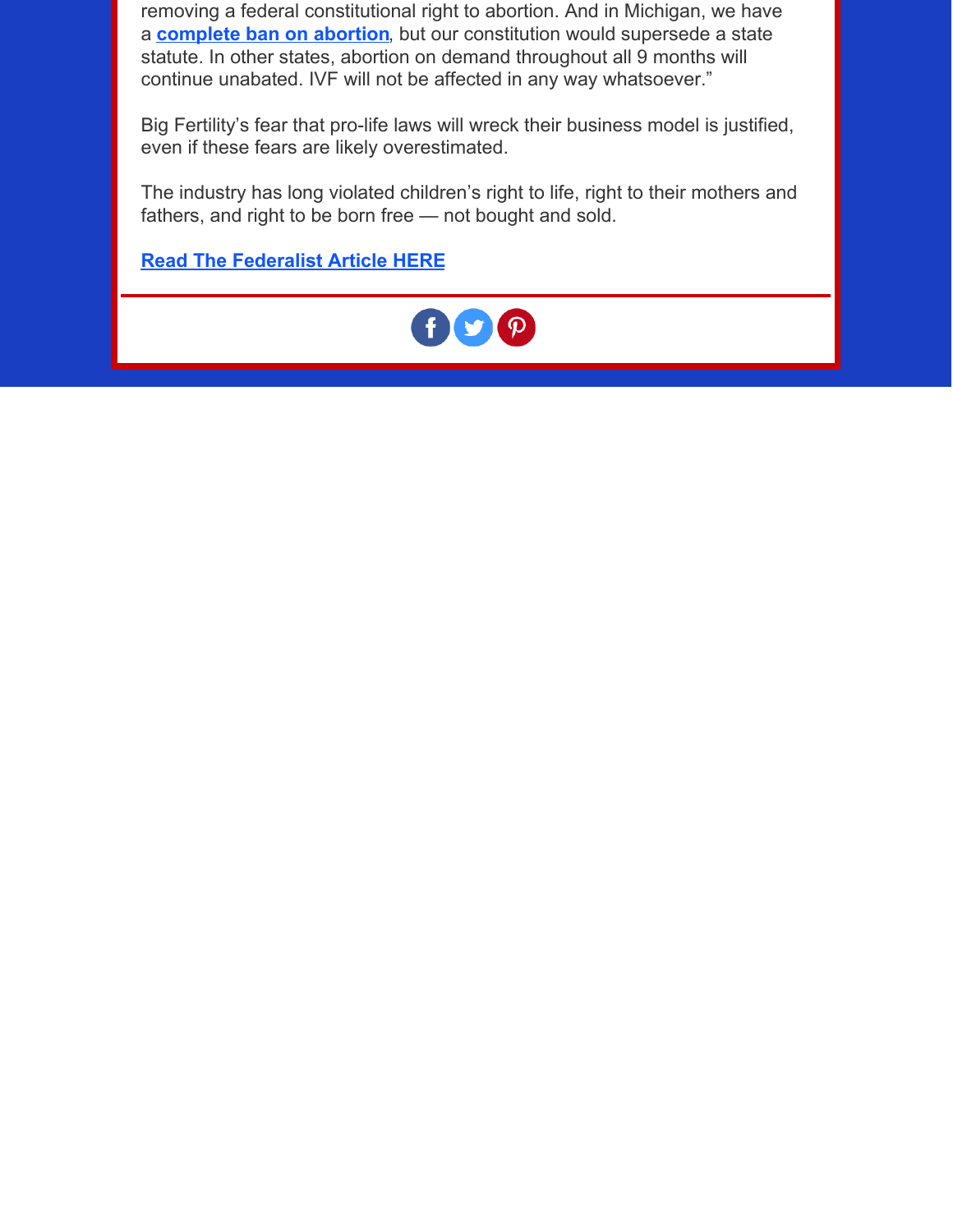removing a federal constitutional right to abortion. And in Michigan, we have a **complete ban on abortion**, but our constitution would supersede a state statute. In other states, abortion on demand throughout all 9 months will continue unabated. IVF will not be affected in any way whatsoever."

Big Fertility's fear that pro-life laws will wreck their business model is justified, even if these fears are likely overestimated.

The industry has long violated children's right to life, right to their mothers and fathers, and right to be born free — not bought and sold.

**Read The Federalist Article HERE**